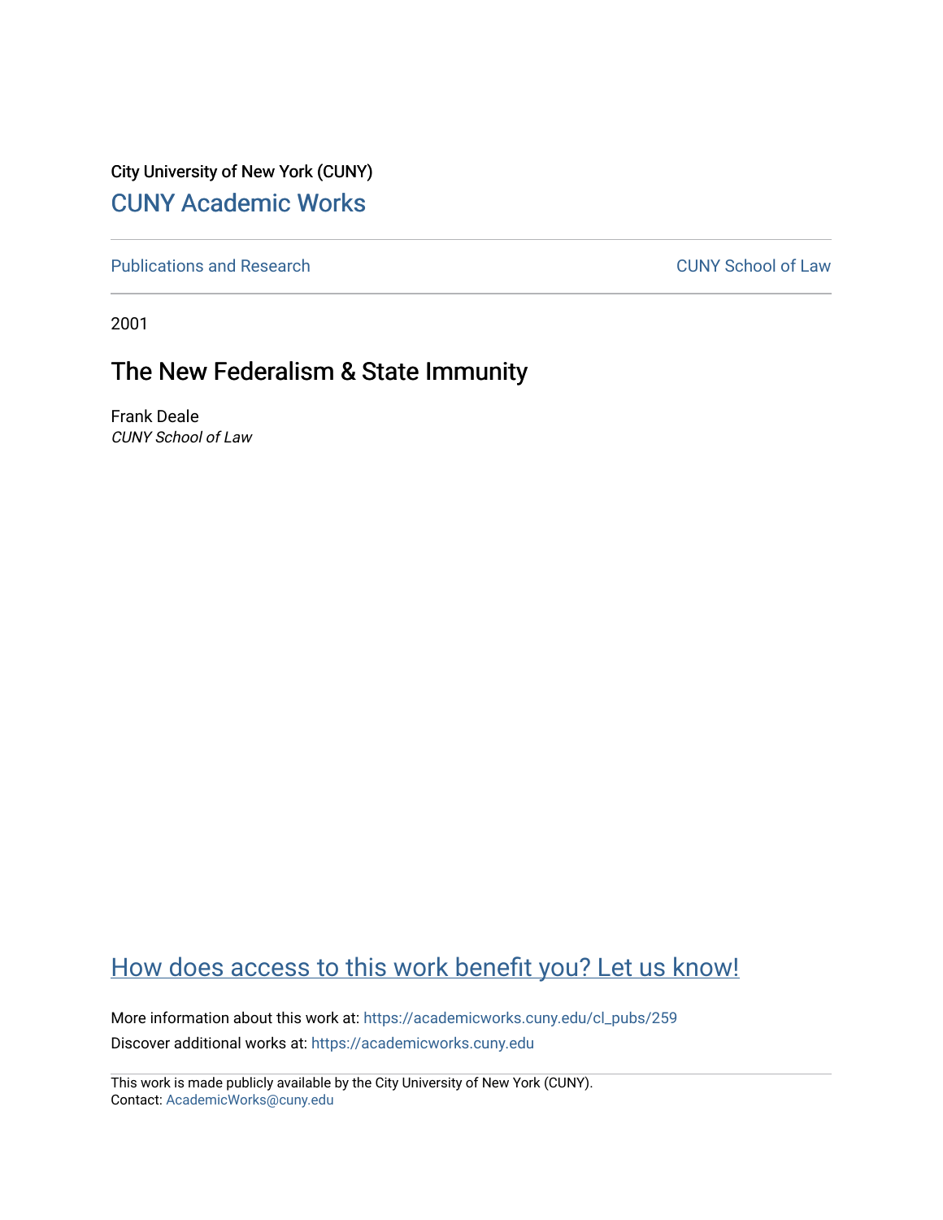City University of New York (CUNY)

CUNY Academic Works

Publications and Research

CUNY School of Law

2001

# The New Federalism & State Immunity

Frank Deale

*CUNY School of Law*

How does access to this work benefit you? Let us know!

More information about this work at: https://academicworks.cuny.edu/cl_pubs/259

Discover additional works at: https://academicworks.cuny.edu

This work is made publicly available by the City University of New York (CUNY).
Contact: AcademicWorks@cuny.edu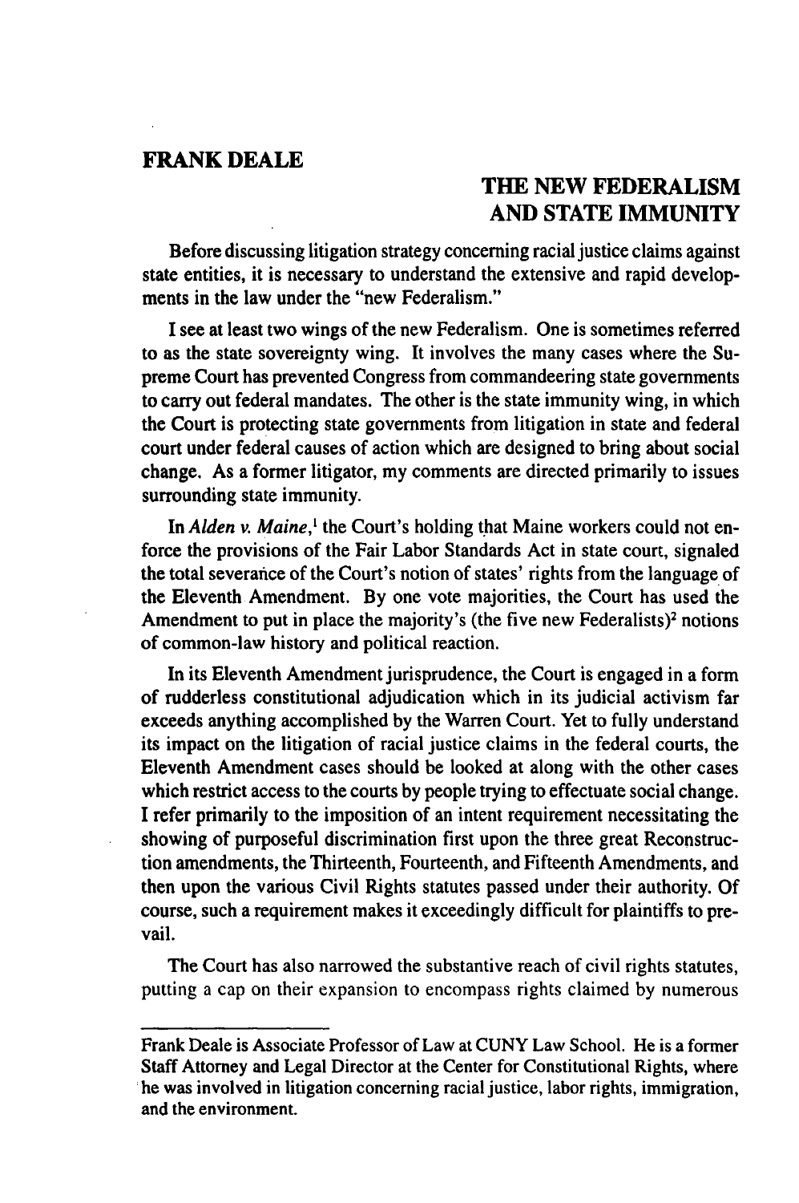## FRANK DEALE

## THE NEW FEDERALISM AND STATE IMMUNITY

Before discussing litigation strategy concerning racial justice claims against state entities, it is necessary to understand the extensive and rapid developments in the law under the "new Federalism."

I see at least two wings of the new Federalism. One is sometimes referred to as the state sovereignty wing. It involves the many cases where the Supreme Court has prevented Congress from commandeering state governments to carry out federal mandates. The other is the state immunity wing, in which the Court is protecting state governments from litigation in state and federal court under federal causes of action which are designed to bring about social change. As a former litigator, my comments are directed primarily to issues surrounding state immunity.

In *Alden v. Maine*,[1] the Court's holding that Maine workers could not enforce the provisions of the Fair Labor Standards Act in state court, signaled the total severance of the Court's notion of states' rights from the language of the Eleventh Amendment. By one vote majorities, the Court has used the Amendment to put in place the majority's (the five new Federalists)[2] notions of common-law history and political reaction.

In its Eleventh Amendment jurisprudence, the Court is engaged in a form of rudderless constitutional adjudication which in its judicial activism far exceeds anything accomplished by the Warren Court. Yet to fully understand its impact on the litigation of racial justice claims in the federal courts, the Eleventh Amendment cases should be looked at along with the other cases which restrict access to the courts by people trying to effectuate social change. I refer primarily to the imposition of an intent requirement necessitating the showing of purposeful discrimination first upon the three great Reconstruction amendments, the Thirteenth, Fourteenth, and Fifteenth Amendments, and then upon the various Civil Rights statutes passed under their authority. Of course, such a requirement makes it exceedingly difficult for plaintiffs to prevail.

The Court has also narrowed the substantive reach of civil rights statutes, putting a cap on their expansion to encompass rights claimed by numerous

---

Frank Deale is Associate Professor of Law at CUNY Law School. He is a former Staff Attorney and Legal Director at the Center for Constitutional Rights, where he was involved in litigation concerning racial justice, labor rights, immigration, and the environment.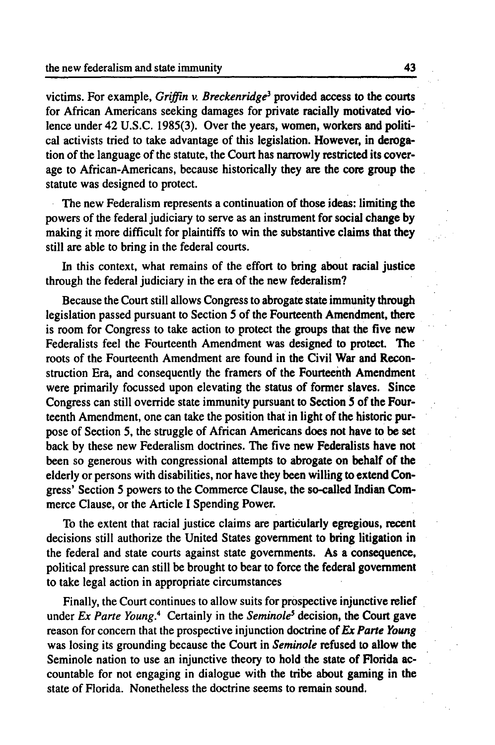victims. For example, *Griffin v. Breckenridge*[3] provided access to the courts for African Americans seeking damages for private racially motivated violence under 42 U.S.C. 1985(3). Over the years, women, workers and political activists tried to take advantage of this legislation. However, in derogation of the language of the statute, the Court has narrowly restricted its coverage to African-Americans, because historically they are the core group the statute was designed to protect.

The new Federalism represents a continuation of those ideas: limiting the powers of the federal judiciary to serve as an instrument for social change by making it more difficult for plaintiffs to win the substantive claims that they still are able to bring in the federal courts.

In this context, what remains of the effort to bring about racial justice through the federal judiciary in the era of the new federalism?

Because the Court still allows Congress to abrogate state immunity through legislation passed pursuant to Section 5 of the Fourteenth Amendment, there is room for Congress to take action to protect the groups that the five new Federalists feel the Fourteenth Amendment was designed to protect. The roots of the Fourteenth Amendment are found in the Civil War and Reconstruction Era, and consequently the framers of the Fourteenth Amendment were primarily focussed upon elevating the status of former slaves. Since Congress can still override state immunity pursuant to Section 5 of the Fourteenth Amendment, one can take the position that in light of the historic purpose of Section 5, the struggle of African Americans does not have to be set back by these new Federalism doctrines. The five new Federalists have not been so generous with congressional attempts to abrogate on behalf of the elderly or persons with disabilities, nor have they been willing to extend Congress' Section 5 powers to the Commerce Clause, the so-called Indian Commerce Clause, or the Article I Spending Power.

To the extent that racial justice claims are particularly egregious, recent decisions still authorize the United States government to bring litigation in the federal and state courts against state governments. As a consequence, political pressure can still be brought to bear to force the federal government to take legal action in appropriate circumstances

Finally, the Court continues to allow suits for prospective injunctive relief under *Ex Parte Young*.[4] Certainly in the *Seminole*[5] decision, the Court gave reason for concern that the prospective injunction doctrine of *Ex Parte Young* was losing its grounding because the Court in *Seminole* refused to allow the Seminole nation to use an injunctive theory to hold the state of Florida accountable for not engaging in dialogue with the tribe about gaming in the state of Florida. Nonetheless the doctrine seems to remain sound.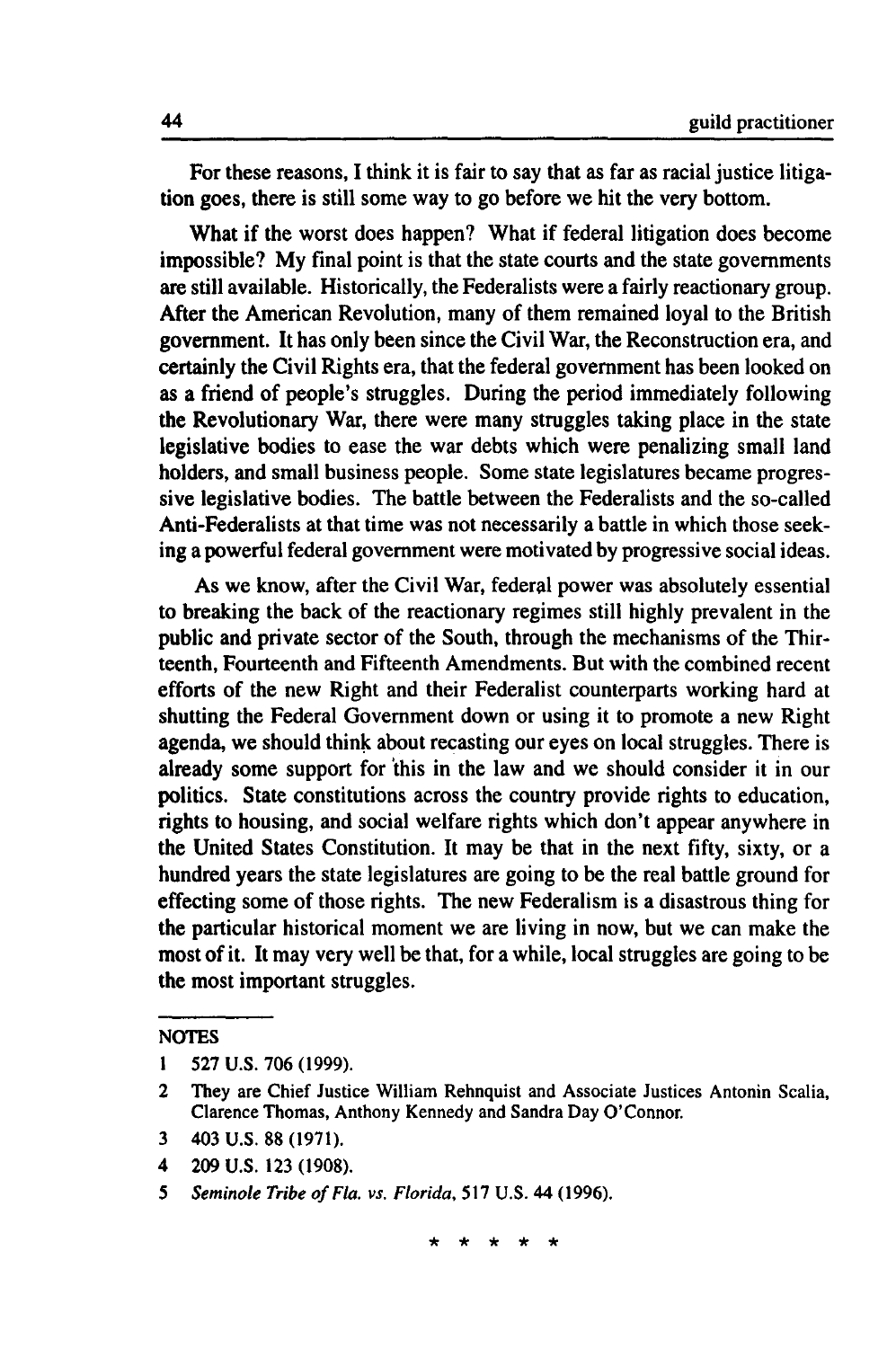For these reasons, I think it is fair to say that as far as racial justice litigation goes, there is still some way to go before we hit the very bottom.

What if the worst does happen? What if federal litigation does become impossible? My final point is that the state courts and the state governments are still available. Historically, the Federalists were a fairly reactionary group. After the American Revolution, many of them remained loyal to the British government. It has only been since the Civil War, the Reconstruction era, and certainly the Civil Rights era, that the federal government has been looked on as a friend of people's struggles. During the period immediately following the Revolutionary War, there were many struggles taking place in the state legislative bodies to ease the war debts which were penalizing small land holders, and small business people. Some state legislatures became progressive legislative bodies. The battle between the Federalists and the so-called Anti-Federalists at that time was not necessarily a battle in which those seeking a powerful federal government were motivated by progressive social ideas.

As we know, after the Civil War, federal power was absolutely essential to breaking the back of the reactionary regimes still highly prevalent in the public and private sector of the South, through the mechanisms of the Thirteenth, Fourteenth and Fifteenth Amendments. But with the combined recent efforts of the new Right and their Federalist counterparts working hard at shutting the Federal Government down or using it to promote a new Right agenda, we should think about recasting our eyes on local struggles. There is already some support for this in the law and we should consider it in our politics. State constitutions across the country provide rights to education, rights to housing, and social welfare rights which don't appear anywhere in the United States Constitution. It may be that in the next fifty, sixty, or a hundred years the state legislatures are going to be the real battle ground for effecting some of those rights. The new Federalism is a disastrous thing for the particular historical moment we are living in now, but we can make the most of it. It may very well be that, for a while, local struggles are going to be the most important struggles.

---

NOTES

1 527 U.S. 706 (1999).

2 They are Chief Justice William Rehnquist and Associate Justices Antonin Scalia, Clarence Thomas, Anthony Kennedy and Sandra Day O'Connor.

3 403 U.S. 88 (1971).

4 209 U.S. 123 (1908).

5 *Seminole Tribe of Fla. vs. Florida*, 517 U.S. 44 (1996).

\* \* \* \* \*